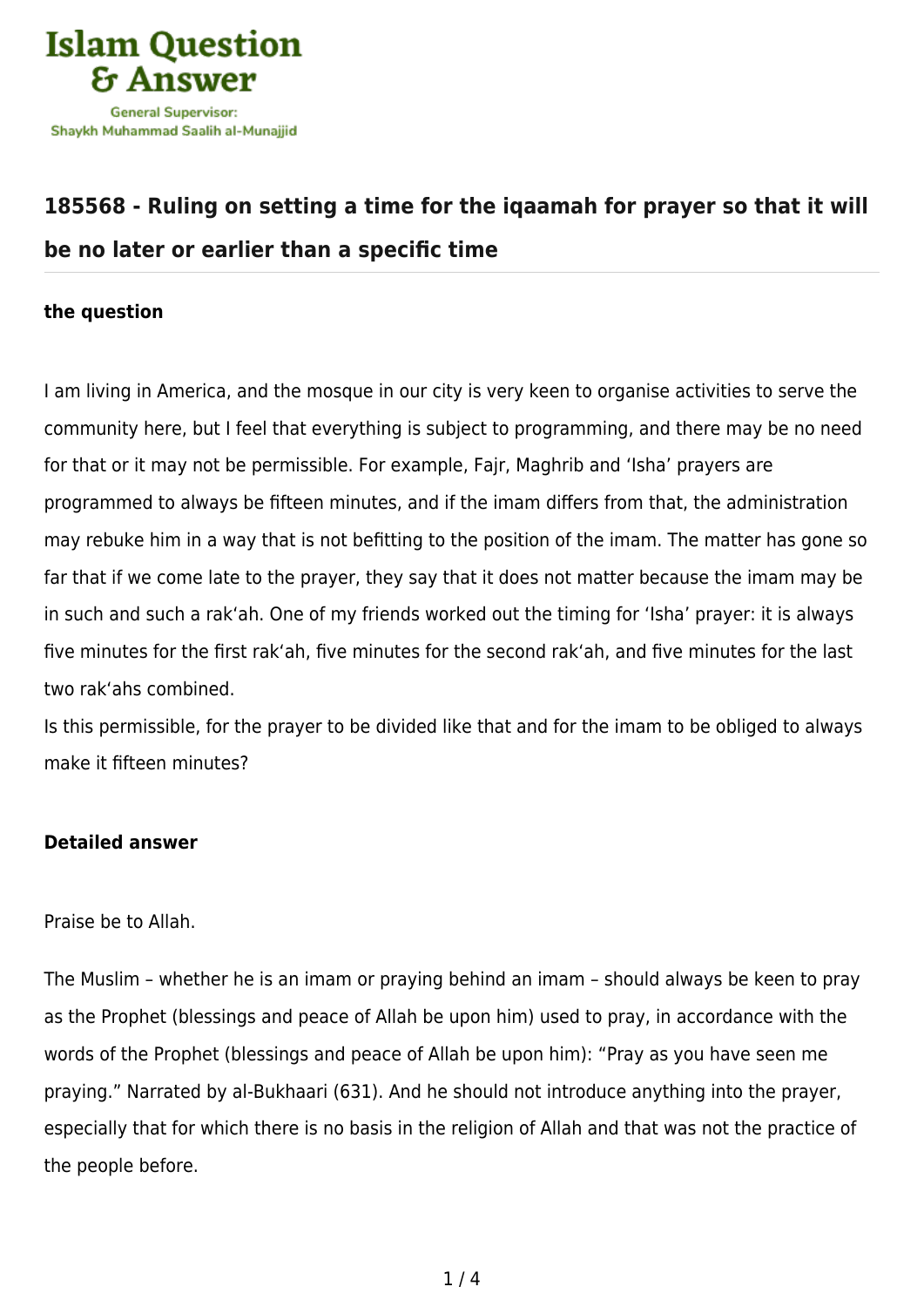# 185568 - Ruling on setting a time for the iqaamah for prayer so that it will be no later or earlier than a specific time

**the question**

I am living in America, and the mosque in our city is very keen to organise activities to serve the community here, but I feel that everything is subject to programming, and there may be no need for that or it may not be permissible. For example, Fajr, Maghrib and 'Isha' prayers are programmed to always be fifteen minutes, and if the imam differs from that, the administration may rebuke him in a way that is not befitting to the position of the imam. The matter has gone so far that if we come late to the prayer, they say that it does not matter because the imam may be in such and such a rak'ah. One of my friends worked out the timing for 'Isha' prayer: it is always five minutes for the first rak'ah, five minutes for the second rak'ah, and five minutes for the last two rak'ahs combined.

Is this permissible, for the prayer to be divided like that and for the imam to be obliged to always make it fifteen minutes?

**Detailed answer**

Praise be to Allah.

The Muslim – whether he is an imam or praying behind an imam – should always be keen to pray as the Prophet (blessings and peace of Allah be upon him) used to pray, in accordance with the words of the Prophet (blessings and peace of Allah be upon him): "Pray as you have seen me praying." Narrated by al-Bukhaari (631). And he should not introduce anything into the prayer, especially that for which there is no basis in the religion of Allah and that was not the practice of the people before.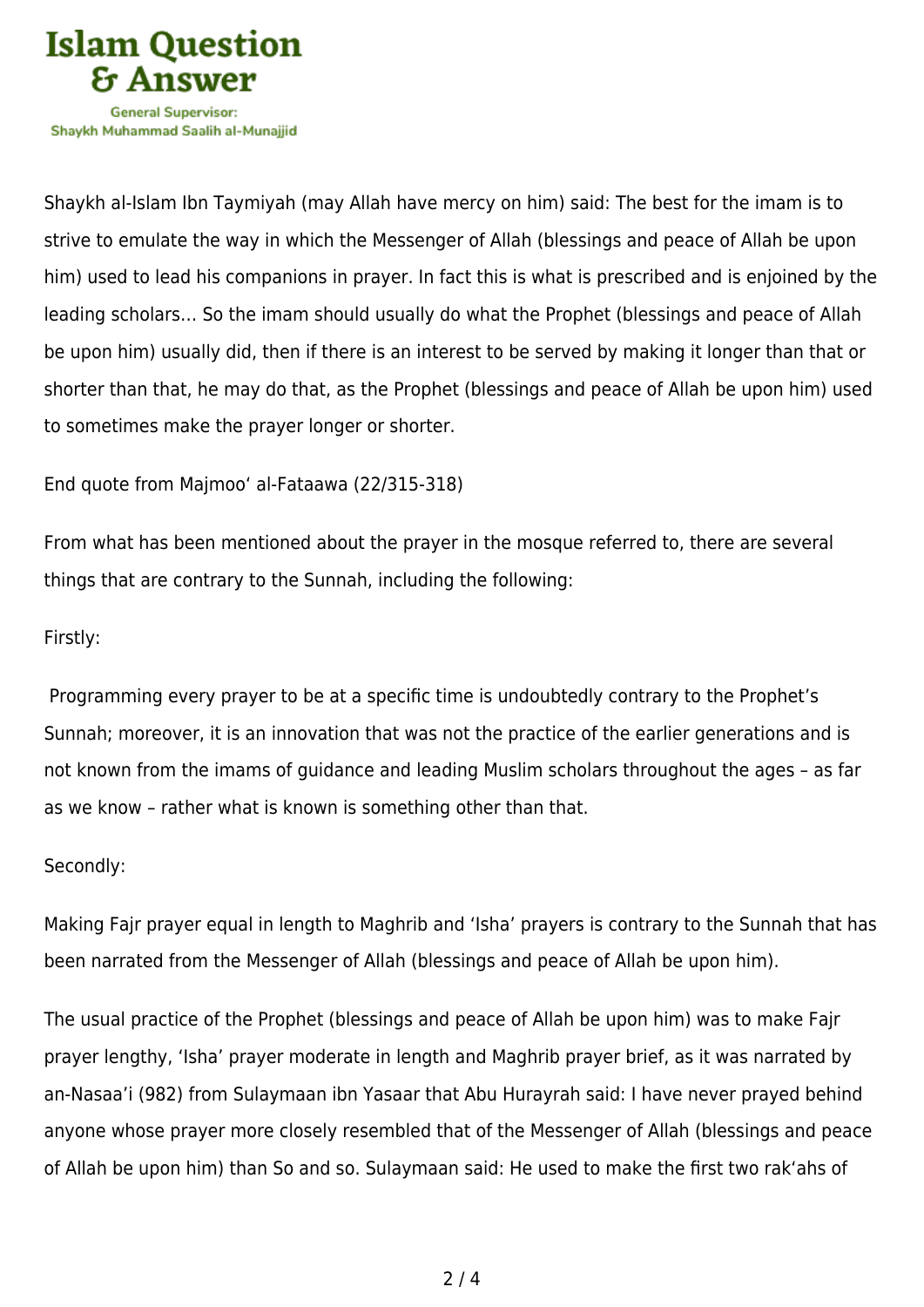Shaykh al-Islam Ibn Taymiyah (may Allah have mercy on him) said: The best for the imam is to strive to emulate the way in which the Messenger of Allah (blessings and peace of Allah be upon him) used to lead his companions in prayer. In fact this is what is prescribed and is enjoined by the leading scholars… So the imam should usually do what the Prophet (blessings and peace of Allah be upon him) usually did, then if there is an interest to be served by making it longer than that or shorter than that, he may do that, as the Prophet (blessings and peace of Allah be upon him) used to sometimes make the prayer longer or shorter.

End quote from Majmoo' al-Fataawa (22/315-318)

From what has been mentioned about the prayer in the mosque referred to, there are several things that are contrary to the Sunnah, including the following:

Firstly:

Programming every prayer to be at a specific time is undoubtedly contrary to the Prophet's Sunnah; moreover, it is an innovation that was not the practice of the earlier generations and is not known from the imams of guidance and leading Muslim scholars throughout the ages – as far as we know – rather what is known is something other than that.

Secondly:

Making Fajr prayer equal in length to Maghrib and 'Isha' prayers is contrary to the Sunnah that has been narrated from the Messenger of Allah (blessings and peace of Allah be upon him).

The usual practice of the Prophet (blessings and peace of Allah be upon him) was to make Fajr prayer lengthy, 'Isha' prayer moderate in length and Maghrib prayer brief, as it was narrated by an-Nasaa'i (982) from Sulaymaan ibn Yasaar that Abu Hurayrah said: I have never prayed behind anyone whose prayer more closely resembled that of the Messenger of Allah (blessings and peace of Allah be upon him) than So and so. Sulaymaan said: He used to make the first two rak'ahs of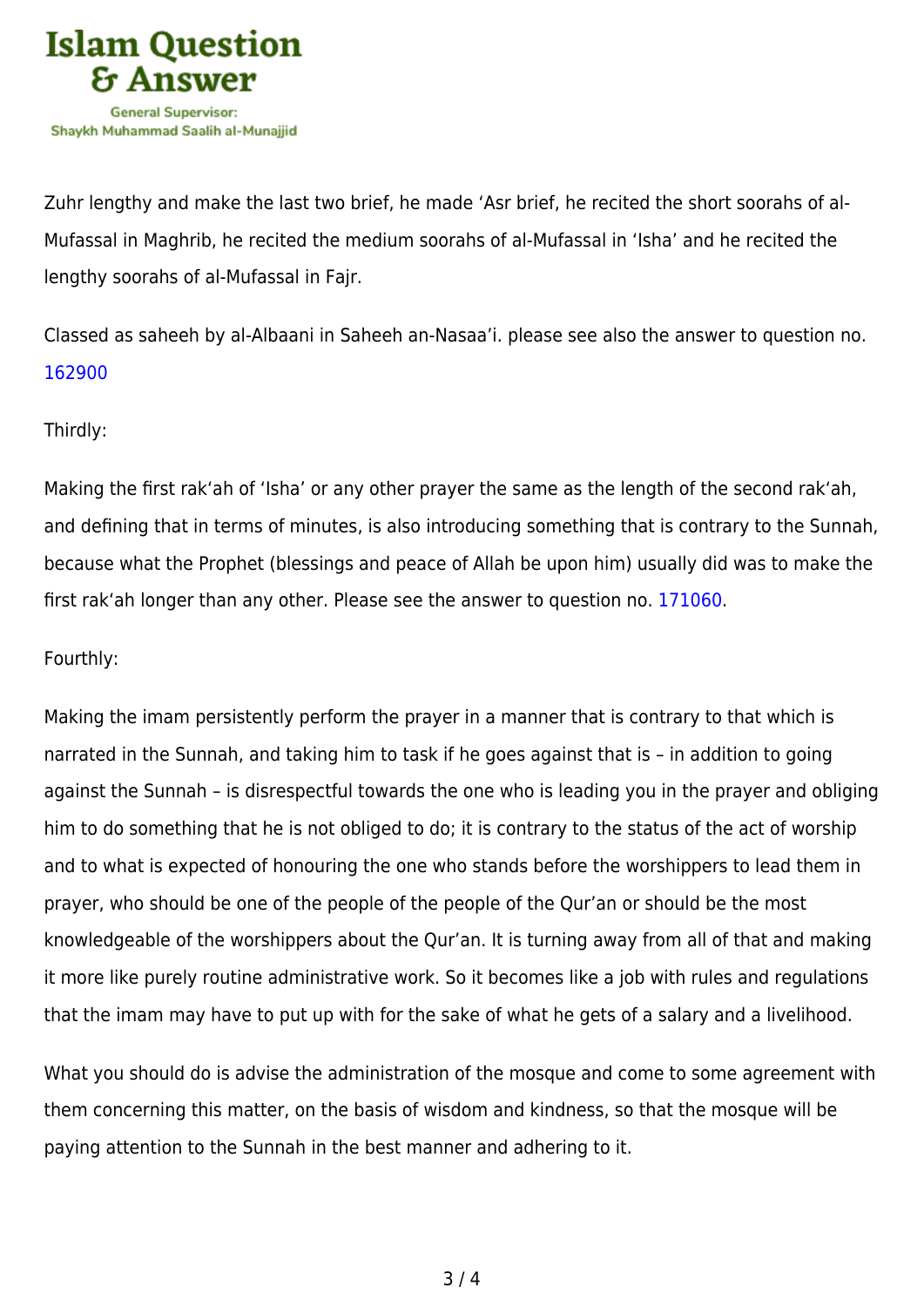Zuhr lengthy and make the last two brief, he made ‘Asr brief, he recited the short soorahs of al-Mufassal in Maghrib, he recited the medium soorahs of al-Mufassal in ‘Isha’ and he recited the lengthy soorahs of al-Mufassal in Fajr.

Classed as saheeh by al-Albaani in Saheeh an-Nasaa’i. please see also the answer to question no. 162900

Thirdly:

Making the first rak‘ah of ‘Isha’ or any other prayer the same as the length of the second rak‘ah, and defining that in terms of minutes, is also introducing something that is contrary to the Sunnah, because what the Prophet (blessings and peace of Allah be upon him) usually did was to make the first rak‘ah longer than any other. Please see the answer to question no. 171060.

Fourthly:

Making the imam persistently perform the prayer in a manner that is contrary to that which is narrated in the Sunnah, and taking him to task if he goes against that is – in addition to going against the Sunnah – is disrespectful towards the one who is leading you in the prayer and obliging him to do something that he is not obliged to do; it is contrary to the status of the act of worship and to what is expected of honouring the one who stands before the worshippers to lead them in prayer, who should be one of the people of the people of the Qur’an or should be the most knowledgeable of the worshippers about the Qur’an. It is turning away from all of that and making it more like purely routine administrative work. So it becomes like a job with rules and regulations that the imam may have to put up with for the sake of what he gets of a salary and a livelihood.

What you should do is advise the administration of the mosque and come to some agreement with them concerning this matter, on the basis of wisdom and kindness, so that the mosque will be paying attention to the Sunnah in the best manner and adhering to it.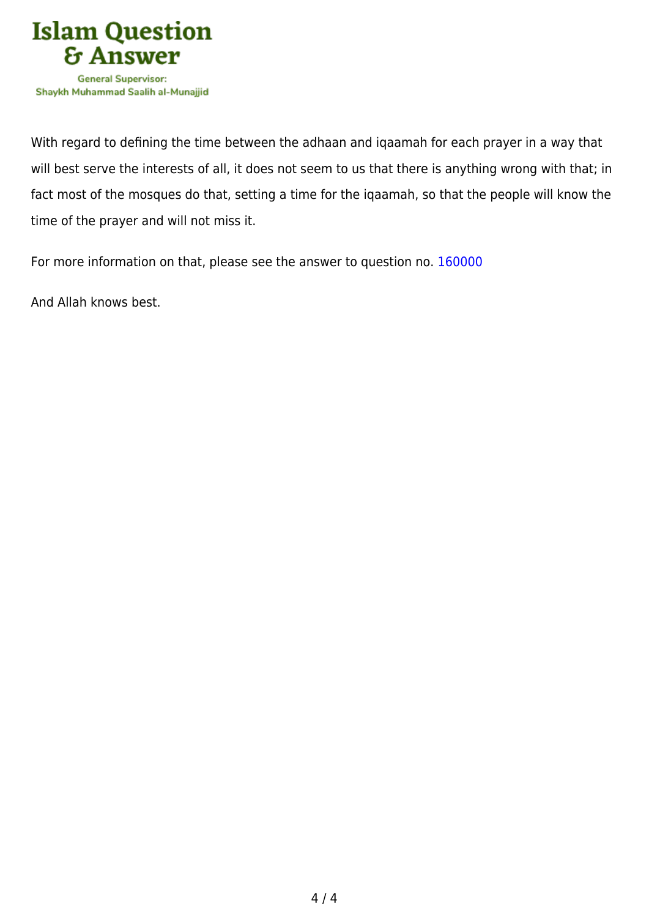With regard to defining the time between the adhaan and iqaamah for each prayer in a way that will best serve the interests of all, it does not seem to us that there is anything wrong with that; in fact most of the mosques do that, setting a time for the iqaamah, so that the people will know the time of the prayer and will not miss it.

For more information on that, please see the answer to question no. 160000

And Allah knows best.